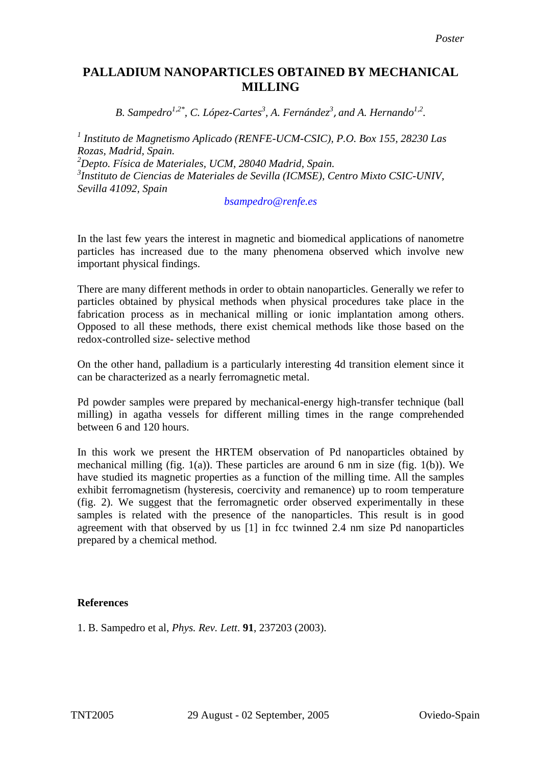*Poster*

# PALLADIUM NANOPARTICLES OBTAINED BY MECHANICAL MILLING

*B. Sampedro[1,2*], C. López-Cartes[3], A. Fernández[3], and A. Hernando[1,2].*

*[1] Instituto de Magnetismo Aplicado (RENFE-UCM-CSIC), P.O. Box 155, 28230 Las Rozas, Madrid, Spain.*
*[2]Depto. Física de Materiales, UCM, 28040 Madrid, Spain.*
*[3]Instituto de Ciencias de Materiales de Sevilla (ICMSE), Centro Mixto CSIC-UNIV, Sevilla 41092, Spain*

*bsampedro@renfe.es*

In the last few years the interest in magnetic and biomedical applications of nanometre particles has increased due to the many phenomena observed which involve new important physical findings.

There are many different methods in order to obtain nanoparticles. Generally we refer to particles obtained by physical methods when physical procedures take place in the fabrication process as in mechanical milling or ionic implantation among others. Opposed to all these methods, there exist chemical methods like those based on the redox-controlled size- selective method

On the other hand, palladium is a particularly interesting 4d transition element since it can be characterized as a nearly ferromagnetic metal.

Pd powder samples were prepared by mechanical-energy high-transfer technique (ball milling) in agatha vessels for different milling times in the range comprehended between 6 and 120 hours.

In this work we present the HRTEM observation of Pd nanoparticles obtained by mechanical milling (fig. 1(a)). These particles are around 6 nm in size (fig. 1(b)). We have studied its magnetic properties as a function of the milling time. All the samples exhibit ferromagnetism (hysteresis, coercivity and remanence) up to room temperature (fig. 2). We suggest that the ferromagnetic order observed experimentally in these samples is related with the presence of the nanoparticles. This result is in good agreement with that observed by us [1] in fcc twinned 2.4 nm size Pd nanoparticles prepared by a chemical method.

**References**

1. B. Sampedro et al, *Phys. Rev. Lett*. **91**, 237203 (2003).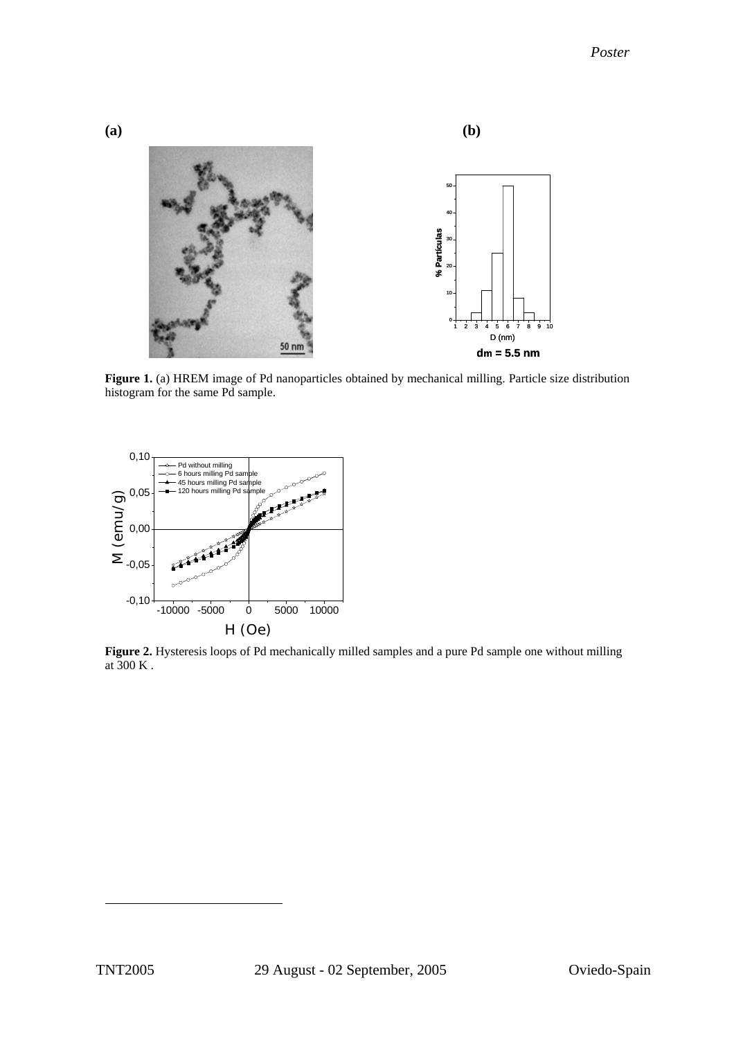**(a)**

50 nm

**(b)**

% Partículas

0
10
20
30
40
50

1 2 3 4 5 6 7 8 9 10

D (nm)

**dm = 5.5 nm**

**Figure 1.** (a) HREM image of Pd nanoparticles obtained by mechanical milling. Particle size distribution histogram for the same Pd sample.

Pd without milling
6 hours milling Pd sample
45 hours milling Pd sample
120 hours milling Pd sample

M (emu/g)

0,10
0,05
0,00
-0,05
-0,10

-10000 -5000 0 5000 10000

H (Oe)

**Figure 2.** Hysteresis loops of Pd mechanically milled samples and a pure Pd sample one without milling at 300 K .